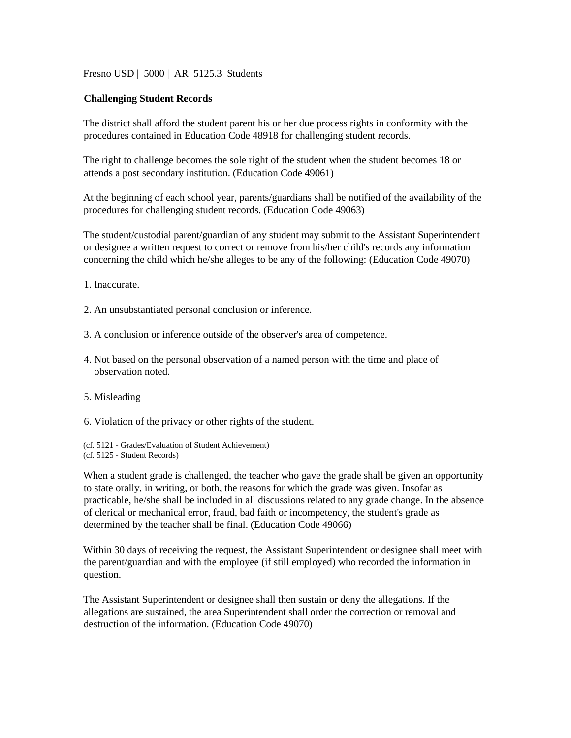Fresno USD | 5000 | AR 5125.3 Students

**Challenging Student Records**

The district shall afford the student parent his or her due process rights in conformity with the procedures contained in Education Code 48918 for challenging student records.

The right to challenge becomes the sole right of the student when the student becomes 18 or attends a post secondary institution. (Education Code 49061)

At the beginning of each school year, parents/guardians shall be notified of the availability of the procedures for challenging student records. (Education Code 49063)

The student/custodial parent/guardian of any student may submit to the Assistant Superintendent or designee a written request to correct or remove from his/her child's records any information concerning the child which he/she alleges to be any of the following: (Education Code 49070)

1. Inaccurate.
2. An unsubstantiated personal conclusion or inference.
3. A conclusion or inference outside of the observer's area of competence.
4. Not based on the personal observation of a named person with the time and place of observation noted.
5. Misleading
6. Violation of the privacy or other rights of the student.

(cf. 5121 - Grades/Evaluation of Student Achievement)
(cf. 5125 - Student Records)

When a student grade is challenged, the teacher who gave the grade shall be given an opportunity to state orally, in writing, or both, the reasons for which the grade was given. Insofar as practicable, he/she shall be included in all discussions related to any grade change. In the absence of clerical or mechanical error, fraud, bad faith or incompetency, the student's grade as determined by the teacher shall be final. (Education Code 49066)

Within 30 days of receiving the request, the Assistant Superintendent or designee shall meet with the parent/guardian and with the employee (if still employed) who recorded the information in question.

The Assistant Superintendent or designee shall then sustain or deny the allegations. If the allegations are sustained, the area Superintendent shall order the correction or removal and destruction of the information. (Education Code 49070)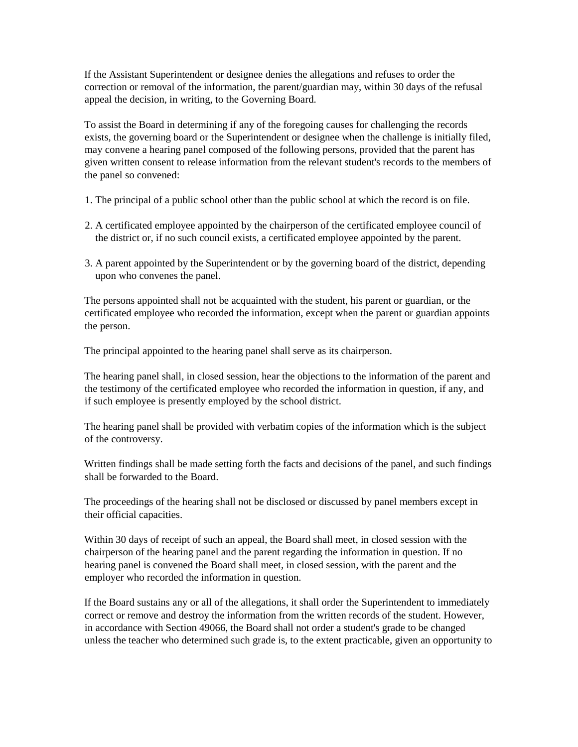If the Assistant Superintendent or designee denies the allegations and refuses to order the correction or removal of the information, the parent/guardian may, within 30 days of the refusal appeal the decision, in writing, to the Governing Board.

To assist the Board in determining if any of the foregoing causes for challenging the records exists, the governing board or the Superintendent or designee when the challenge is initially filed, may convene a hearing panel composed of the following persons, provided that the parent has given written consent to release information from the relevant student's records to the members of the panel so convened:

1. The principal of a public school other than the public school at which the record is on file.
2. A certificated employee appointed by the chairperson of the certificated employee council of the district or, if no such council exists, a certificated employee appointed by the parent.
3. A parent appointed by the Superintendent or by the governing board of the district, depending upon who convenes the panel.

The persons appointed shall not be acquainted with the student, his parent or guardian, or the certificated employee who recorded the information, except when the parent or guardian appoints the person.

The principal appointed to the hearing panel shall serve as its chairperson.

The hearing panel shall, in closed session, hear the objections to the information of the parent and the testimony of the certificated employee who recorded the information in question, if any, and if such employee is presently employed by the school district.

The hearing panel shall be provided with verbatim copies of the information which is the subject of the controversy.

Written findings shall be made setting forth the facts and decisions of the panel, and such findings shall be forwarded to the Board.

The proceedings of the hearing shall not be disclosed or discussed by panel members except in their official capacities.

Within 30 days of receipt of such an appeal, the Board shall meet, in closed session with the chairperson of the hearing panel and the parent regarding the information in question. If no hearing panel is convened the Board shall meet, in closed session, with the parent and the employer who recorded the information in question.

If the Board sustains any or all of the allegations, it shall order the Superintendent to immediately correct or remove and destroy the information from the written records of the student. However, in accordance with Section 49066, the Board shall not order a student's grade to be changed unless the teacher who determined such grade is, to the extent practicable, given an opportunity to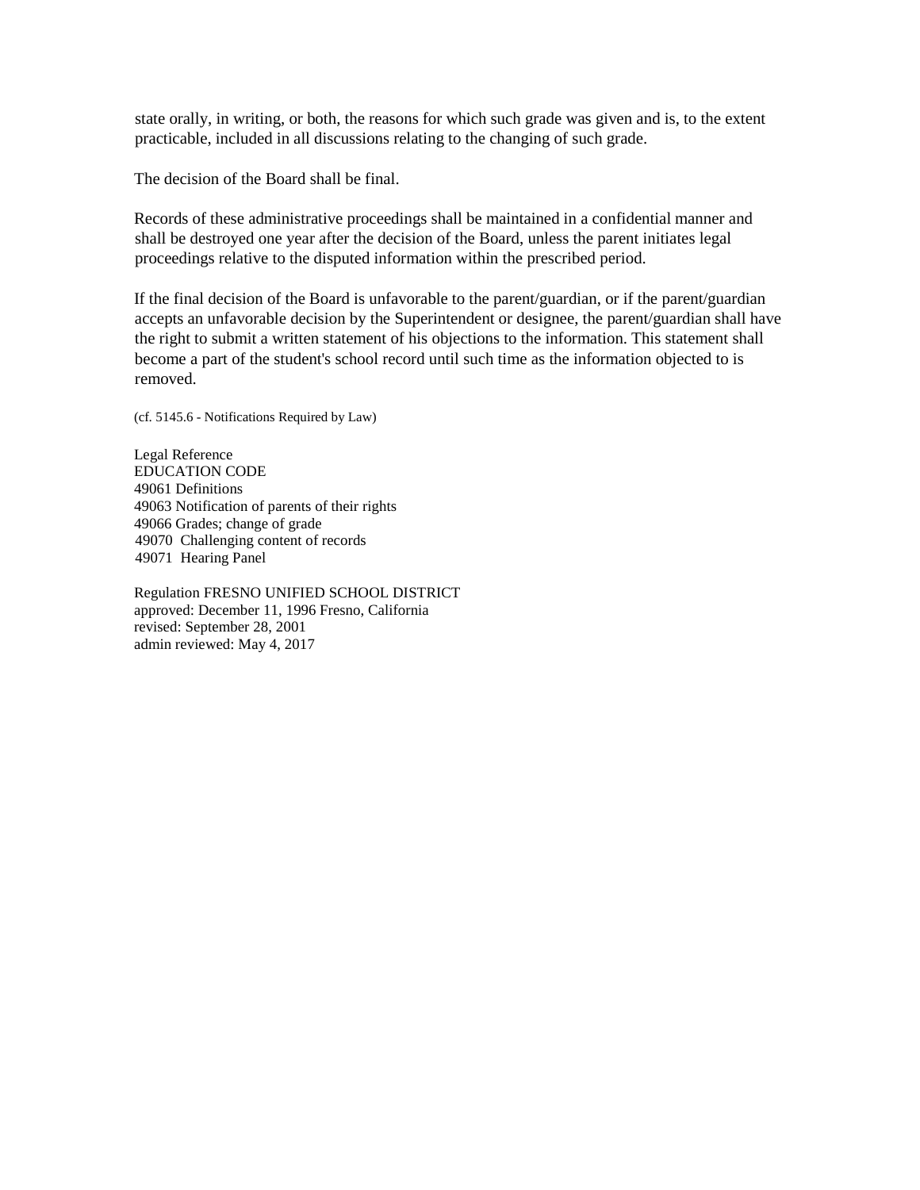state orally, in writing, or both, the reasons for which such grade was given and is, to the extent practicable, included in all discussions relating to the changing of such grade.

The decision of the Board shall be final.

Records of these administrative proceedings shall be maintained in a confidential manner and shall be destroyed one year after the decision of the Board, unless the parent initiates legal proceedings relative to the disputed information within the prescribed period.

If the final decision of the Board is unfavorable to the parent/guardian, or if the parent/guardian accepts an unfavorable decision by the Superintendent or designee, the parent/guardian shall have the right to submit a written statement of his objections to the information. This statement shall become a part of the student's school record until such time as the information objected to is removed.

(cf. 5145.6 - Notifications Required by Law)

Legal Reference
EDUCATION CODE
49061 Definitions
49063 Notification of parents of their rights
49066 Grades; change of grade
49070 Challenging content of records
49071 Hearing Panel

Regulation FRESNO UNIFIED SCHOOL DISTRICT
approved: December 11, 1996 Fresno, California
revised: September 28, 2001
admin reviewed: May 4, 2017